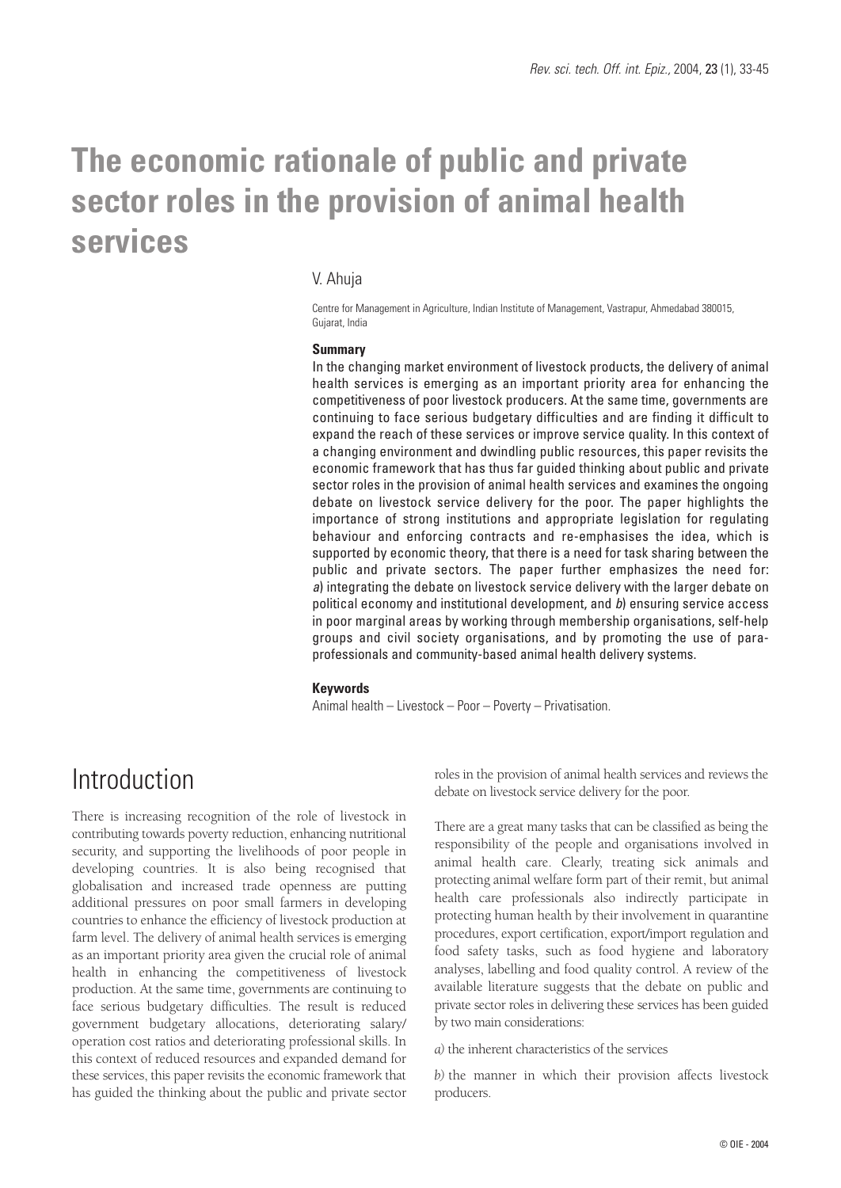# The economic rationale of public and private sector roles in the provision of animal health services

V. Ahuja

Centre for Management in Agriculture, Indian Institute of Management, Vastrapur, Ahmedabad 380015, Gujarat, India

### Summary

In the changing market environment of livestock products, the delivery of animal health services is emerging as an important priority area for enhancing the competitiveness of poor livestock producers. At the same time, governments are continuing to face serious budgetary difficulties and are finding it difficult to expand the reach of these services or improve service quality. In this context of a changing environment and dwindling public resources, this paper revisits the economic framework that has thus far guided thinking about public and private sector roles in the provision of animal health services and examines the ongoing debate on livestock service delivery for the poor. The paper highlights the importance of strong institutions and appropriate legislation for regulating behaviour and enforcing contracts and re-emphasises the idea, which is supported by economic theory, that there is a need for task sharing between the public and private sectors. The paper further emphasizes the need for: *a*) integrating the debate on livestock service delivery with the larger debate on political economy and institutional development, and *b*) ensuring service access in poor marginal areas by working through membership organisations, self-help groups and civil society organisations, and by promoting the use of para-professionals and community-based animal health delivery systems.

### Keywords

Animal health – Livestock – Poor – Poverty – Privatisation.

## Introduction

There is increasing recognition of the role of livestock in contributing towards poverty reduction, enhancing nutritional security, and supporting the livelihoods of poor people in developing countries. It is also being recognised that globalisation and increased trade openness are putting additional pressures on poor small farmers in developing countries to enhance the efficiency of livestock production at farm level. The delivery of animal health services is emerging as an important priority area given the crucial role of animal health in enhancing the competitiveness of livestock production. At the same time, governments are continuing to face serious budgetary difficulties. The result is reduced government budgetary allocations, deteriorating salary/operation cost ratios and deteriorating professional skills. In this context of reduced resources and expanded demand for these services, this paper revisits the economic framework that has guided the thinking about the public and private sector roles in the provision of animal health services and reviews the debate on livestock service delivery for the poor.

There are a great many tasks that can be classified as being the responsibility of the people and organisations involved in animal health care. Clearly, treating sick animals and protecting animal welfare form part of their remit, but animal health care professionals also indirectly participate in protecting human health by their involvement in quarantine procedures, export certification, export/import regulation and food safety tasks, such as food hygiene and laboratory analyses, labelling and food quality control. A review of the available literature suggests that the debate on public and private sector roles in delivering these services has been guided by two main considerations:

*a)* the inherent characteristics of the services

*b)* the manner in which their provision affects livestock producers.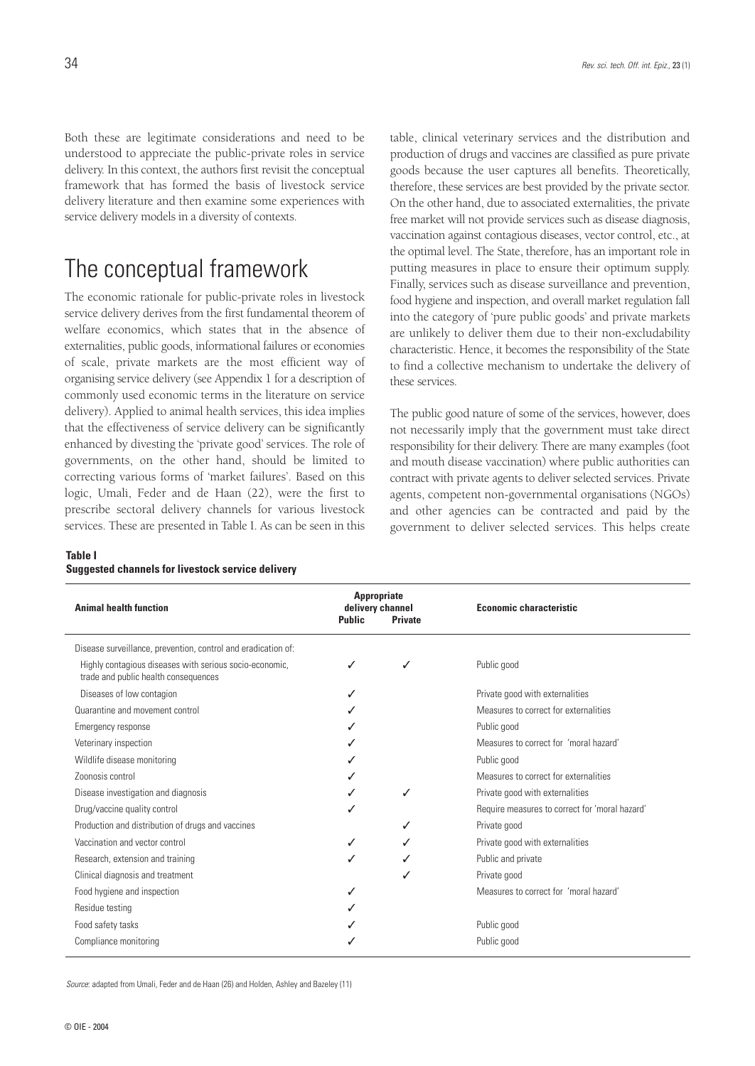Both these are legitimate considerations and need to be understood to appreciate the public-private roles in service delivery. In this context, the authors first revisit the conceptual framework that has formed the basis of livestock service delivery literature and then examine some experiences with service delivery models in a diversity of contexts.

# The conceptual framework

The economic rationale for public-private roles in livestock service delivery derives from the first fundamental theorem of welfare economics, which states that in the absence of externalities, public goods, informational failures or economies of scale, private markets are the most efficient way of organising service delivery (see Appendix 1 for a description of commonly used economic terms in the literature on service delivery). Applied to animal health services, this idea implies that the effectiveness of service delivery can be significantly enhanced by divesting the 'private good' services. The role of governments, on the other hand, should be limited to correcting various forms of 'market failures'. Based on this logic, Umali, Feder and de Haan (22), were the first to prescribe sectoral delivery channels for various livestock services. These are presented in Table I. As can be seen in this table, clinical veterinary services and the distribution and production of drugs and vaccines are classified as pure private goods because the user captures all benefits. Theoretically, therefore, these services are best provided by the private sector. On the other hand, due to associated externalities, the private free market will not provide services such as disease diagnosis, vaccination against contagious diseases, vector control, etc., at the optimal level. The State, therefore, has an important role in putting measures in place to ensure their optimum supply. Finally, services such as disease surveillance and prevention, food hygiene and inspection, and overall market regulation fall into the category of 'pure public goods' and private markets are unlikely to deliver them due to their non-excludability characteristic. Hence, it becomes the responsibility of the State to find a collective mechanism to undertake the delivery of these services.

The public good nature of some of the services, however, does not necessarily imply that the government must take direct responsibility for their delivery. There are many examples (foot and mouth disease vaccination) where public authorities can contract with private agents to deliver selected services. Private agents, competent non-governmental organisations (NGOs) and other agencies can be contracted and paid by the government to deliver selected services. This helps create

**Table I**
**Suggested channels for livestock service delivery**

| Animal health function | Appropriate delivery channel | | Economic characteristic |
|---|---|---|---|
| | Public | Private | |
| Disease surveillance, prevention, control and eradication of: | | | |
| Highly contagious diseases with serious socio-economic, trade and public health consequences | ✓ | ✓ | Public good |
| Diseases of low contagion | ✓ | | Private good with externalities |
| Quarantine and movement control | ✓ | | Measures to correct for externalities |
| Emergency response | ✓ | | Public good |
| Veterinary inspection | ✓ | | Measures to correct for 'moral hazard' |
| Wildlife disease monitoring | ✓ | | Public good |
| Zoonosis control | ✓ | | Measures to correct for externalities |
| Disease investigation and diagnosis | ✓ | ✓ | Private good with externalities |
| Drug/vaccine quality control | ✓ | | Require measures to correct for 'moral hazard' |
| Production and distribution of drugs and vaccines | | ✓ | Private good |
| Vaccination and vector control | ✓ | ✓ | Private good with externalities |
| Research, extension and training | ✓ | ✓ | Public and private |
| Clinical diagnosis and treatment | | ✓ | Private good |
| Food hygiene and inspection | ✓ | | Measures to correct for 'moral hazard' |
| Residue testing | ✓ | | |
| Food safety tasks | ✓ | | Public good |
| Compliance monitoring | ✓ | | Public good |

*Source*: adapted from Umali, Feder and de Haan (26) and Holden, Ashley and Bazeley (11)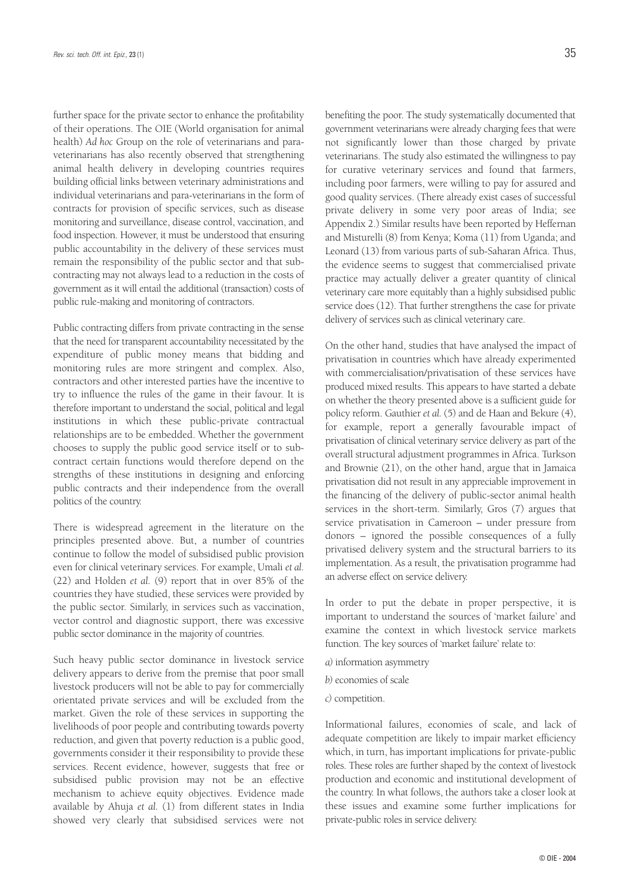further space for the private sector to enhance the profitability of their operations. The OIE (World organisation for animal health) *Ad hoc* Group on the role of veterinarians and para-veterinarians has also recently observed that strengthening animal health delivery in developing countries requires building official links between veterinary administrations and individual veterinarians and para-veterinarians in the form of contracts for provision of specific services, such as disease monitoring and surveillance, disease control, vaccination, and food inspection. However, it must be understood that ensuring public accountability in the delivery of these services must remain the responsibility of the public sector and that sub-contracting may not always lead to a reduction in the costs of government as it will entail the additional (transaction) costs of public rule-making and monitoring of contractors.

Public contracting differs from private contracting in the sense that the need for transparent accountability necessitated by the expenditure of public money means that bidding and monitoring rules are more stringent and complex. Also, contractors and other interested parties have the incentive to try to influence the rules of the game in their favour. It is therefore important to understand the social, political and legal institutions in which these public-private contractual relationships are to be embedded. Whether the government chooses to supply the public good service itself or to sub-contract certain functions would therefore depend on the strengths of these institutions in designing and enforcing public contracts and their independence from the overall politics of the country.

There is widespread agreement in the literature on the principles presented above. But, a number of countries continue to follow the model of subsidised public provision even for clinical veterinary services. For example, Umali *et al.* (22) and Holden *et al.* (9) report that in over 85% of the countries they have studied, these services were provided by the public sector. Similarly, in services such as vaccination, vector control and diagnostic support, there was excessive public sector dominance in the majority of countries.

Such heavy public sector dominance in livestock service delivery appears to derive from the premise that poor small livestock producers will not be able to pay for commercially orientated private services and will be excluded from the market. Given the role of these services in supporting the livelihoods of poor people and contributing towards poverty reduction, and given that poverty reduction is a public good, governments consider it their responsibility to provide these services. Recent evidence, however, suggests that free or subsidised public provision may not be an effective mechanism to achieve equity objectives. Evidence made available by Ahuja *et al.* (1) from different states in India showed very clearly that subsidised services were not benefiting the poor. The study systematically documented that government veterinarians were already charging fees that were not significantly lower than those charged by private veterinarians. The study also estimated the willingness to pay for curative veterinary services and found that farmers, including poor farmers, were willing to pay for assured and good quality services. (There already exist cases of successful private delivery in some very poor areas of India; see Appendix 2.) Similar results have been reported by Heffernan and Misturelli (8) from Kenya; Koma (11) from Uganda; and Leonard (13) from various parts of sub-Saharan Africa. Thus, the evidence seems to suggest that commercialised private practice may actually deliver a greater quantity of clinical veterinary care more equitably than a highly subsidised public service does (12). That further strengthens the case for private delivery of services such as clinical veterinary care.

On the other hand, studies that have analysed the impact of privatisation in countries which have already experimented with commercialisation/privatisation of these services have produced mixed results. This appears to have started a debate on whether the theory presented above is a sufficient guide for policy reform. Gauthier *et al.* (5) and de Haan and Bekure (4), for example, report a generally favourable impact of privatisation of clinical veterinary service delivery as part of the overall structural adjustment programmes in Africa. Turkson and Brownie (21), on the other hand, argue that in Jamaica privatisation did not result in any appreciable improvement in the financing of the delivery of public-sector animal health services in the short-term. Similarly, Gros (7) argues that service privatisation in Cameroon – under pressure from donors – ignored the possible consequences of a fully privatised delivery system and the structural barriers to its implementation. As a result, the privatisation programme had an adverse effect on service delivery.

In order to put the debate in proper perspective, it is important to understand the sources of 'market failure' and examine the context in which livestock service markets function. The key sources of 'market failure' relate to:

*a)* information asymmetry

*b)* economies of scale

*c)* competition.

Informational failures, economies of scale, and lack of adequate competition are likely to impair market efficiency which, in turn, has important implications for private-public roles. These roles are further shaped by the context of livestock production and economic and institutional development of the country. In what follows, the authors take a closer look at these issues and examine some further implications for private-public roles in service delivery.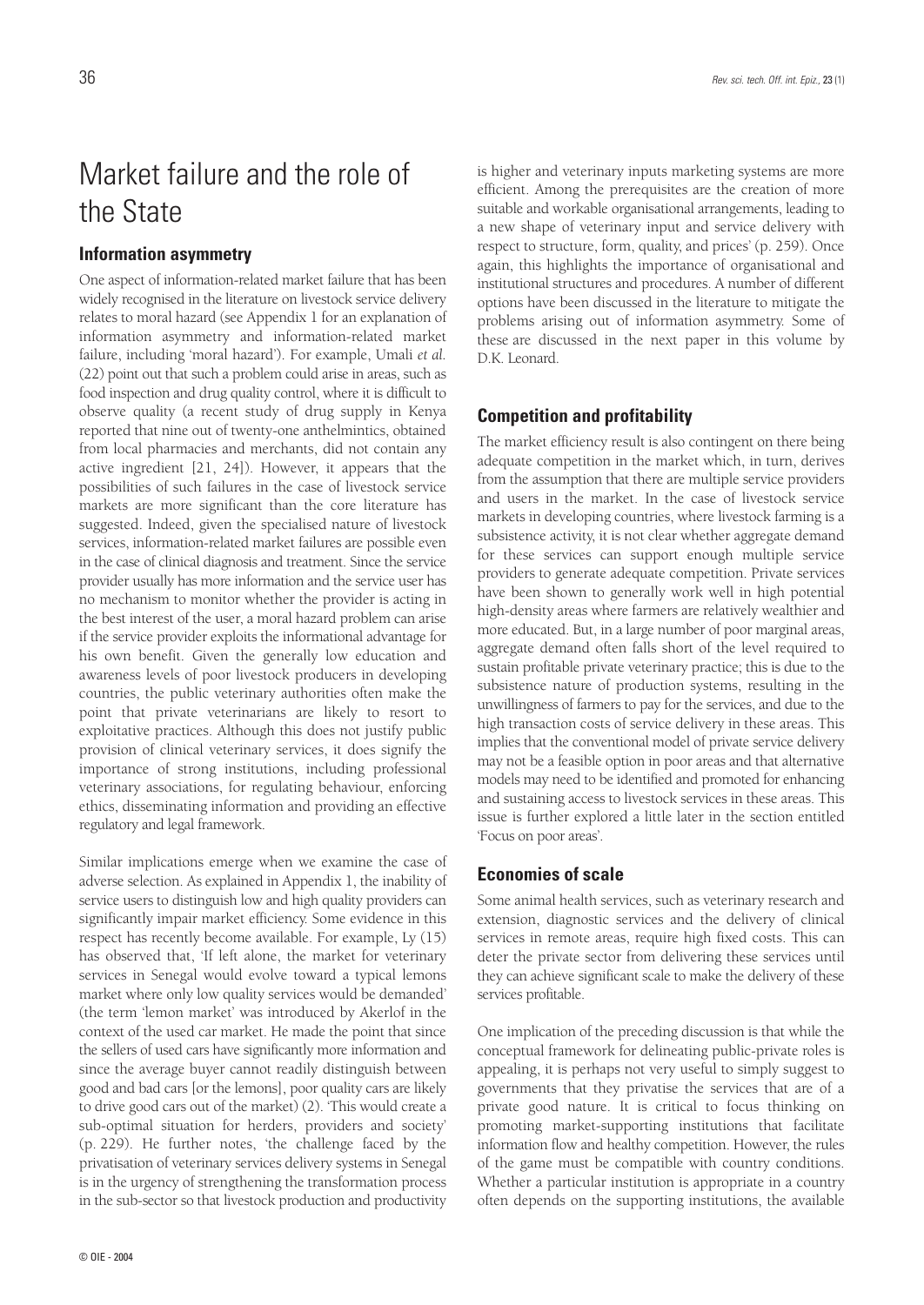# Market failure and the role of the State

## Information asymmetry

One aspect of information-related market failure that has been widely recognised in the literature on livestock service delivery relates to moral hazard (see Appendix 1 for an explanation of information asymmetry and information-related market failure, including 'moral hazard'). For example, Umali *et al.* (22) point out that such a problem could arise in areas, such as food inspection and drug quality control, where it is difficult to observe quality (a recent study of drug supply in Kenya reported that nine out of twenty-one anthelmintics, obtained from local pharmacies and merchants, did not contain any active ingredient [21, 24]). However, it appears that the possibilities of such failures in the case of livestock service markets are more significant than the core literature has suggested. Indeed, given the specialised nature of livestock services, information-related market failures are possible even in the case of clinical diagnosis and treatment. Since the service provider usually has more information and the service user has no mechanism to monitor whether the provider is acting in the best interest of the user, a moral hazard problem can arise if the service provider exploits the informational advantage for his own benefit. Given the generally low education and awareness levels of poor livestock producers in developing countries, the public veterinary authorities often make the point that private veterinarians are likely to resort to exploitative practices. Although this does not justify public provision of clinical veterinary services, it does signify the importance of strong institutions, including professional veterinary associations, for regulating behaviour, enforcing ethics, disseminating information and providing an effective regulatory and legal framework.

Similar implications emerge when we examine the case of adverse selection. As explained in Appendix 1, the inability of service users to distinguish low and high quality providers can significantly impair market efficiency. Some evidence in this respect has recently become available. For example, Ly (15) has observed that, 'If left alone, the market for veterinary services in Senegal would evolve toward a typical lemons market where only low quality services would be demanded' (the term 'lemon market' was introduced by Akerlof in the context of the used car market. He made the point that since the sellers of used cars have significantly more information and since the average buyer cannot readily distinguish between good and bad cars [or the lemons], poor quality cars are likely to drive good cars out of the market) (2). 'This would create a sub-optimal situation for herders, providers and society' (p. 229). He further notes, 'the challenge faced by the privatisation of veterinary services delivery systems in Senegal is in the urgency of strengthening the transformation process in the sub-sector so that livestock production and productivity is higher and veterinary inputs marketing systems are more efficient. Among the prerequisites are the creation of more suitable and workable organisational arrangements, leading to a new shape of veterinary input and service delivery with respect to structure, form, quality, and prices' (p. 259). Once again, this highlights the importance of organisational and institutional structures and procedures. A number of different options have been discussed in the literature to mitigate the problems arising out of information asymmetry. Some of these are discussed in the next paper in this volume by D.K. Leonard.

## Competition and profitability

The market efficiency result is also contingent on there being adequate competition in the market which, in turn, derives from the assumption that there are multiple service providers and users in the market. In the case of livestock service markets in developing countries, where livestock farming is a subsistence activity, it is not clear whether aggregate demand for these services can support enough multiple service providers to generate adequate competition. Private services have been shown to generally work well in high potential high-density areas where farmers are relatively wealthier and more educated. But, in a large number of poor marginal areas, aggregate demand often falls short of the level required to sustain profitable private veterinary practice; this is due to the subsistence nature of production systems, resulting in the unwillingness of farmers to pay for the services, and due to the high transaction costs of service delivery in these areas. This implies that the conventional model of private service delivery may not be a feasible option in poor areas and that alternative models may need to be identified and promoted for enhancing and sustaining access to livestock services in these areas. This issue is further explored a little later in the section entitled 'Focus on poor areas'.

## Economies of scale

Some animal health services, such as veterinary research and extension, diagnostic services and the delivery of clinical services in remote areas, require high fixed costs. This can deter the private sector from delivering these services until they can achieve significant scale to make the delivery of these services profitable.

One implication of the preceding discussion is that while the conceptual framework for delineating public-private roles is appealing, it is perhaps not very useful to simply suggest to governments that they privatise the services that are of a private good nature. It is critical to focus thinking on promoting market-supporting institutions that facilitate information flow and healthy competition. However, the rules of the game must be compatible with country conditions. Whether a particular institution is appropriate in a country often depends on the supporting institutions, the available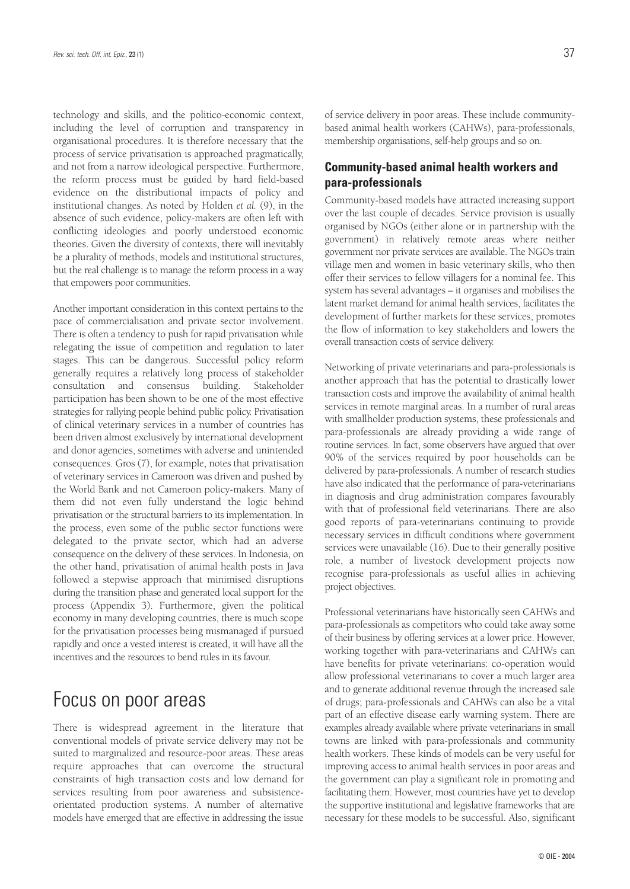technology and skills, and the politico-economic context, including the level of corruption and transparency in organisational procedures. It is therefore necessary that the process of service privatisation is approached pragmatically, and not from a narrow ideological perspective. Furthermore, the reform process must be guided by hard field-based evidence on the distributional impacts of policy and institutional changes. As noted by Holden *et al.* (9), in the absence of such evidence, policy-makers are often left with conflicting ideologies and poorly understood economic theories. Given the diversity of contexts, there will inevitably be a plurality of methods, models and institutional structures, but the real challenge is to manage the reform process in a way that empowers poor communities.

Another important consideration in this context pertains to the pace of commercialisation and private sector involvement. There is often a tendency to push for rapid privatisation while relegating the issue of competition and regulation to later stages. This can be dangerous. Successful policy reform generally requires a relatively long process of stakeholder consultation and consensus building. Stakeholder participation has been shown to be one of the most effective strategies for rallying people behind public policy. Privatisation of clinical veterinary services in a number of countries has been driven almost exclusively by international development and donor agencies, sometimes with adverse and unintended consequences. Gros (7), for example, notes that privatisation of veterinary services in Cameroon was driven and pushed by the World Bank and not Cameroon policy-makers. Many of them did not even fully understand the logic behind privatisation or the structural barriers to its implementation. In the process, even some of the public sector functions were delegated to the private sector, which had an adverse consequence on the delivery of these services. In Indonesia, on the other hand, privatisation of animal health posts in Java followed a stepwise approach that minimised disruptions during the transition phase and generated local support for the process (Appendix 3). Furthermore, given the political economy in many developing countries, there is much scope for the privatisation processes being mismanaged if pursued rapidly and once a vested interest is created, it will have all the incentives and the resources to bend rules in its favour.

# Focus on poor areas

There is widespread agreement in the literature that conventional models of private service delivery may not be suited to marginalized and resource-poor areas. These areas require approaches that can overcome the structural constraints of high transaction costs and low demand for services resulting from poor awareness and subsistence-orientated production systems. A number of alternative models have emerged that are effective in addressing the issue of service delivery in poor areas. These include community-based animal health workers (CAHWs), para-professionals, membership organisations, self-help groups and so on.

## Community-based animal health workers and para-professionals

Community-based models have attracted increasing support over the last couple of decades. Service provision is usually organised by NGOs (either alone or in partnership with the government) in relatively remote areas where neither government nor private services are available. The NGOs train village men and women in basic veterinary skills, who then offer their services to fellow villagers for a nominal fee. This system has several advantages – it organises and mobilises the latent market demand for animal health services, facilitates the development of further markets for these services, promotes the flow of information to key stakeholders and lowers the overall transaction costs of service delivery.

Networking of private veterinarians and para-professionals is another approach that has the potential to drastically lower transaction costs and improve the availability of animal health services in remote marginal areas. In a number of rural areas with smallholder production systems, these professionals and para-professionals are already providing a wide range of routine services. In fact, some observers have argued that over 90% of the services required by poor households can be delivered by para-professionals. A number of research studies have also indicated that the performance of para-veterinarians in diagnosis and drug administration compares favourably with that of professional field veterinarians. There are also good reports of para-veterinarians continuing to provide necessary services in difficult conditions where government services were unavailable (16). Due to their generally positive role, a number of livestock development projects now recognise para-professionals as useful allies in achieving project objectives.

Professional veterinarians have historically seen CAHWs and para-professionals as competitors who could take away some of their business by offering services at a lower price. However, working together with para-veterinarians and CAHWs can have benefits for private veterinarians: co-operation would allow professional veterinarians to cover a much larger area and to generate additional revenue through the increased sale of drugs; para-professionals and CAHWs can also be a vital part of an effective disease early warning system. There are examples already available where private veterinarians in small towns are linked with para-professionals and community health workers. These kinds of models can be very useful for improving access to animal health services in poor areas and the government can play a significant role in promoting and facilitating them. However, most countries have yet to develop the supportive institutional and legislative frameworks that are necessary for these models to be successful. Also, significant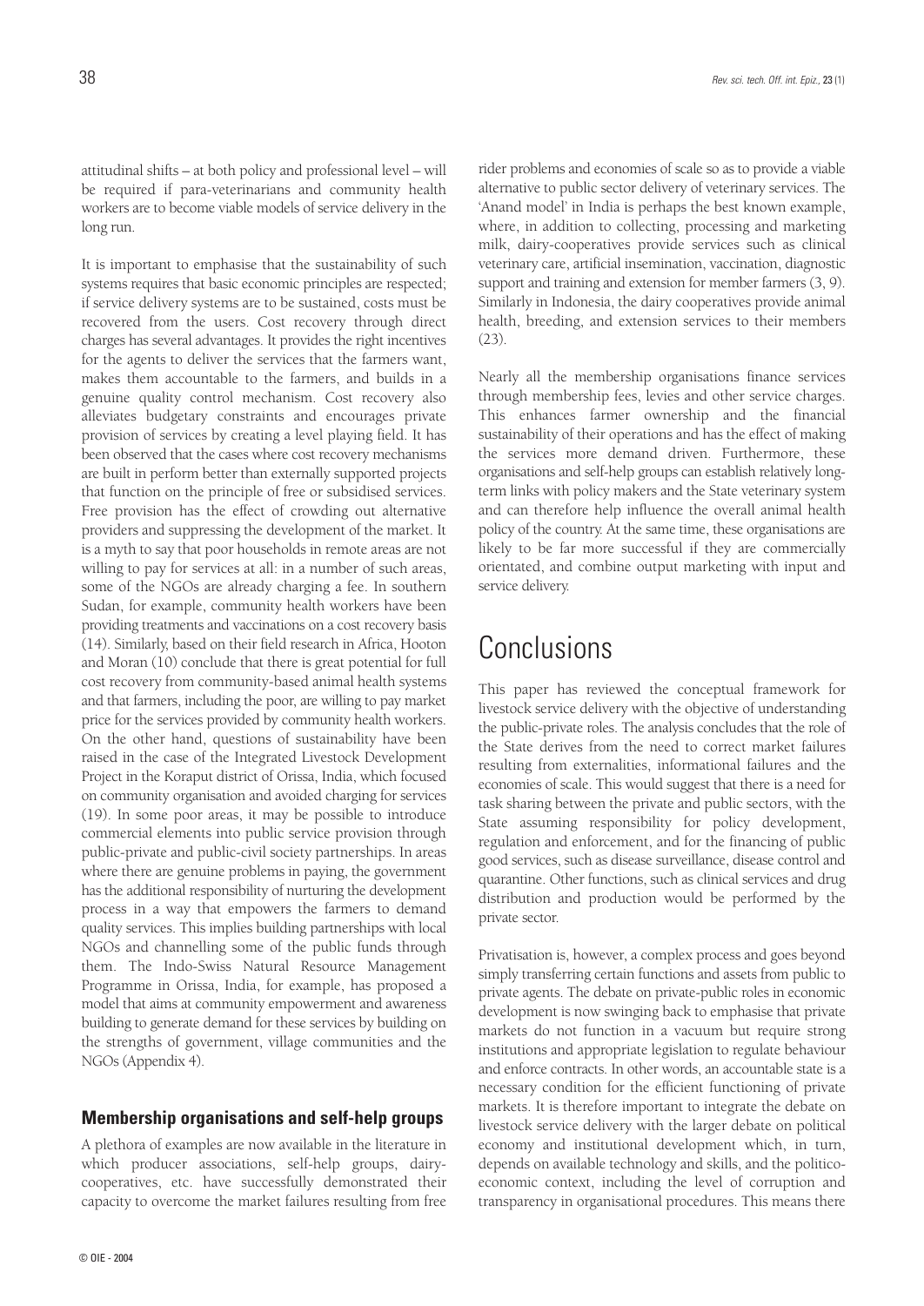attitudinal shifts – at both policy and professional level – will be required if para-veterinarians and community health workers are to become viable models of service delivery in the long run.

It is important to emphasise that the sustainability of such systems requires that basic economic principles are respected; if service delivery systems are to be sustained, costs must be recovered from the users. Cost recovery through direct charges has several advantages. It provides the right incentives for the agents to deliver the services that the farmers want, makes them accountable to the farmers, and builds in a genuine quality control mechanism. Cost recovery also alleviates budgetary constraints and encourages private provision of services by creating a level playing field. It has been observed that the cases where cost recovery mechanisms are built in perform better than externally supported projects that function on the principle of free or subsidised services. Free provision has the effect of crowding out alternative providers and suppressing the development of the market. It is a myth to say that poor households in remote areas are not willing to pay for services at all: in a number of such areas, some of the NGOs are already charging a fee. In southern Sudan, for example, community health workers have been providing treatments and vaccinations on a cost recovery basis (14). Similarly, based on their field research in Africa, Hooton and Moran (10) conclude that there is great potential for full cost recovery from community-based animal health systems and that farmers, including the poor, are willing to pay market price for the services provided by community health workers. On the other hand, questions of sustainability have been raised in the case of the Integrated Livestock Development Project in the Koraput district of Orissa, India, which focused on community organisation and avoided charging for services (19). In some poor areas, it may be possible to introduce commercial elements into public service provision through public-private and public-civil society partnerships. In areas where there are genuine problems in paying, the government has the additional responsibility of nurturing the development process in a way that empowers the farmers to demand quality services. This implies building partnerships with local NGOs and channelling some of the public funds through them. The Indo-Swiss Natural Resource Management Programme in Orissa, India, for example, has proposed a model that aims at community empowerment and awareness building to generate demand for these services by building on the strengths of government, village communities and the NGOs (Appendix 4).

### Membership organisations and self-help groups

A plethora of examples are now available in the literature in which producer associations, self-help groups, dairy-cooperatives, etc. have successfully demonstrated their capacity to overcome the market failures resulting from free rider problems and economies of scale so as to provide a viable alternative to public sector delivery of veterinary services. The 'Anand model' in India is perhaps the best known example, where, in addition to collecting, processing and marketing milk, dairy-cooperatives provide services such as clinical veterinary care, artificial insemination, vaccination, diagnostic support and training and extension for member farmers (3, 9). Similarly in Indonesia, the dairy cooperatives provide animal health, breeding, and extension services to their members (23).

Nearly all the membership organisations finance services through membership fees, levies and other service charges. This enhances farmer ownership and the financial sustainability of their operations and has the effect of making the services more demand driven. Furthermore, these organisations and self-help groups can establish relatively long-term links with policy makers and the State veterinary system and can therefore help influence the overall animal health policy of the country. At the same time, these organisations are likely to be far more successful if they are commercially orientated, and combine output marketing with input and service delivery.

## Conclusions

This paper has reviewed the conceptual framework for livestock service delivery with the objective of understanding the public-private roles. The analysis concludes that the role of the State derives from the need to correct market failures resulting from externalities, informational failures and the economies of scale. This would suggest that there is a need for task sharing between the private and public sectors, with the State assuming responsibility for policy development, regulation and enforcement, and for the financing of public good services, such as disease surveillance, disease control and quarantine. Other functions, such as clinical services and drug distribution and production would be performed by the private sector.

Privatisation is, however, a complex process and goes beyond simply transferring certain functions and assets from public to private agents. The debate on private-public roles in economic development is now swinging back to emphasise that private markets do not function in a vacuum but require strong institutions and appropriate legislation to regulate behaviour and enforce contracts. In other words, an accountable state is a necessary condition for the efficient functioning of private markets. It is therefore important to integrate the debate on livestock service delivery with the larger debate on political economy and institutional development which, in turn, depends on available technology and skills, and the politico-economic context, including the level of corruption and transparency in organisational procedures. This means there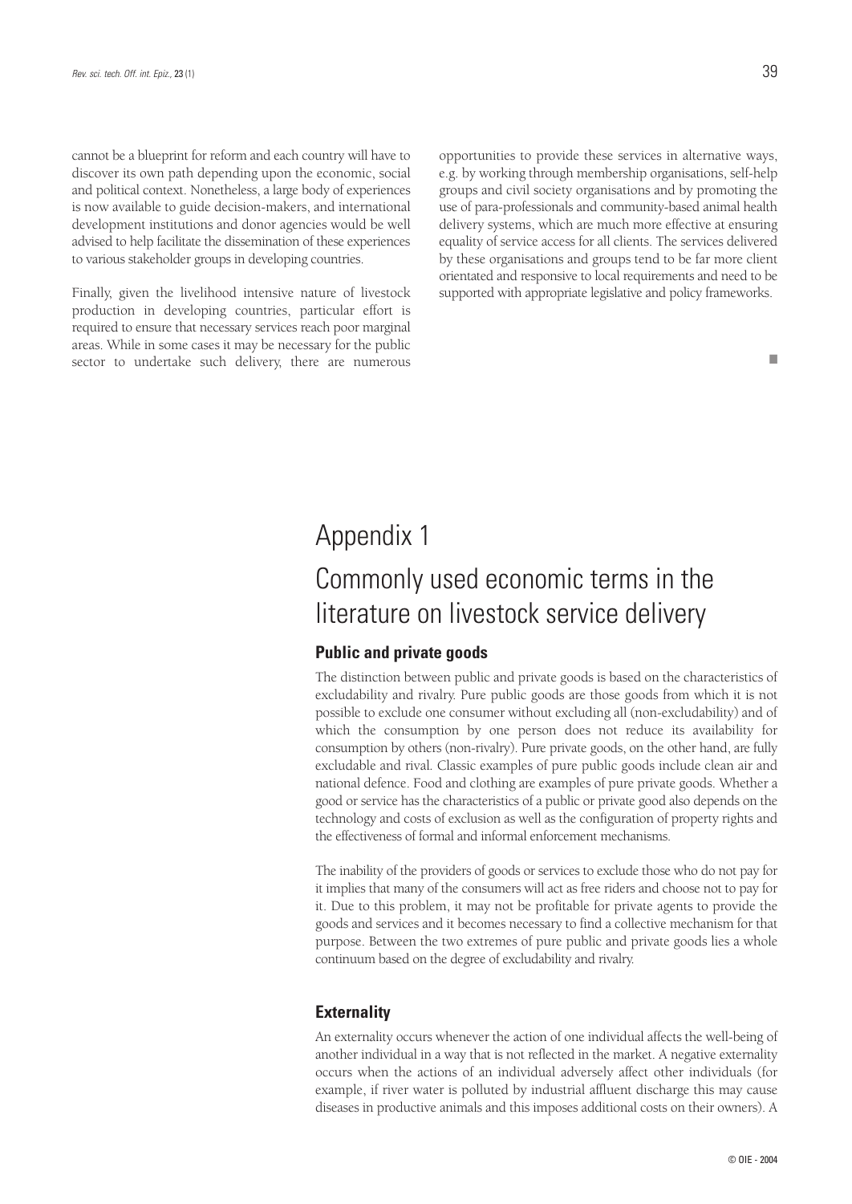cannot be a blueprint for reform and each country will have to discover its own path depending upon the economic, social and political context. Nonetheless, a large body of experiences is now available to guide decision-makers, and international development institutions and donor agencies would be well advised to help facilitate the dissemination of these experiences to various stakeholder groups in developing countries.

Finally, given the livelihood intensive nature of livestock production in developing countries, particular effort is required to ensure that necessary services reach poor marginal areas. While in some cases it may be necessary for the public sector to undertake such delivery, there are numerous opportunities to provide these services in alternative ways, e.g. by working through membership organisations, self-help groups and civil society organisations and by promoting the use of para-professionals and community-based animal health delivery systems, which are much more effective at ensuring equality of service access for all clients. The services delivered by these organisations and groups tend to be far more client orientated and responsive to local requirements and need to be supported with appropriate legislative and policy frameworks.

■

# Appendix 1

# Commonly used economic terms in the literature on livestock service delivery

### Public and private goods

The distinction between public and private goods is based on the characteristics of excludability and rivalry. Pure public goods are those goods from which it is not possible to exclude one consumer without excluding all (non-excludability) and of which the consumption by one person does not reduce its availability for consumption by others (non-rivalry). Pure private goods, on the other hand, are fully excludable and rival. Classic examples of pure public goods include clean air and national defence. Food and clothing are examples of pure private goods. Whether a good or service has the characteristics of a public or private good also depends on the technology and costs of exclusion as well as the configuration of property rights and the effectiveness of formal and informal enforcement mechanisms.

The inability of the providers of goods or services to exclude those who do not pay for it implies that many of the consumers will act as free riders and choose not to pay for it. Due to this problem, it may not be profitable for private agents to provide the goods and services and it becomes necessary to find a collective mechanism for that purpose. Between the two extremes of pure public and private goods lies a whole continuum based on the degree of excludability and rivalry.

### Externality

An externality occurs whenever the action of one individual affects the well-being of another individual in a way that is not reflected in the market. A negative externality occurs when the actions of an individual adversely affect other individuals (for example, if river water is polluted by industrial affluent discharge this may cause diseases in productive animals and this imposes additional costs on their owners). A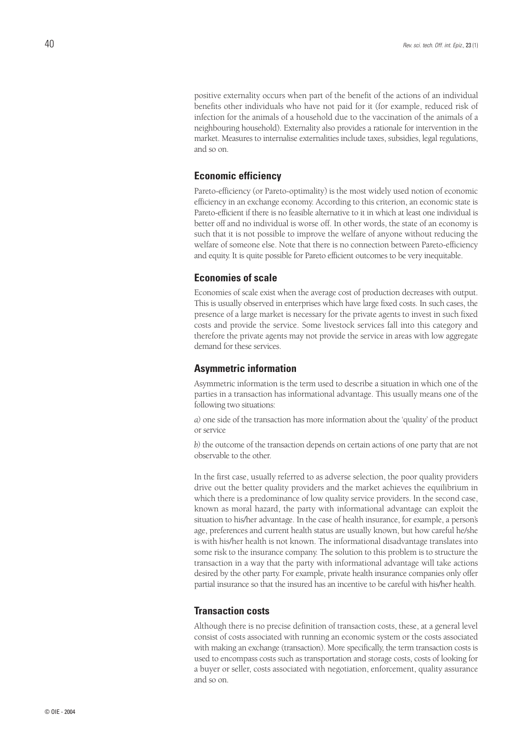positive externality occurs when part of the benefit of the actions of an individual benefits other individuals who have not paid for it (for example, reduced risk of infection for the animals of a household due to the vaccination of the animals of a neighbouring household). Externality also provides a rationale for intervention in the market. Measures to internalise externalities include taxes, subsidies, legal regulations, and so on.

### Economic efficiency

Pareto-efficiency (or Pareto-optimality) is the most widely used notion of economic efficiency in an exchange economy. According to this criterion, an economic state is Pareto-efficient if there is no feasible alternative to it in which at least one individual is better off and no individual is worse off. In other words, the state of an economy is such that it is not possible to improve the welfare of anyone without reducing the welfare of someone else. Note that there is no connection between Pareto-efficiency and equity. It is quite possible for Pareto efficient outcomes to be very inequitable.

### Economies of scale

Economies of scale exist when the average cost of production decreases with output. This is usually observed in enterprises which have large fixed costs. In such cases, the presence of a large market is necessary for the private agents to invest in such fixed costs and provide the service. Some livestock services fall into this category and therefore the private agents may not provide the service in areas with low aggregate demand for these services.

### Asymmetric information

Asymmetric information is the term used to describe a situation in which one of the parties in a transaction has informational advantage. This usually means one of the following two situations:

*a)* one side of the transaction has more information about the 'quality' of the product or service

*b)* the outcome of the transaction depends on certain actions of one party that are not observable to the other.

In the first case, usually referred to as adverse selection, the poor quality providers drive out the better quality providers and the market achieves the equilibrium in which there is a predominance of low quality service providers. In the second case, known as moral hazard, the party with informational advantage can exploit the situation to his/her advantage. In the case of health insurance, for example, a person's age, preferences and current health status are usually known, but how careful he/she is with his/her health is not known. The informational disadvantage translates into some risk to the insurance company. The solution to this problem is to structure the transaction in a way that the party with informational advantage will take actions desired by the other party. For example, private health insurance companies only offer partial insurance so that the insured has an incentive to be careful with his/her health.

### Transaction costs

Although there is no precise definition of transaction costs, these, at a general level consist of costs associated with running an economic system or the costs associated with making an exchange (transaction). More specifically, the term transaction costs is used to encompass costs such as transportation and storage costs, costs of looking for a buyer or seller, costs associated with negotiation, enforcement, quality assurance and so on.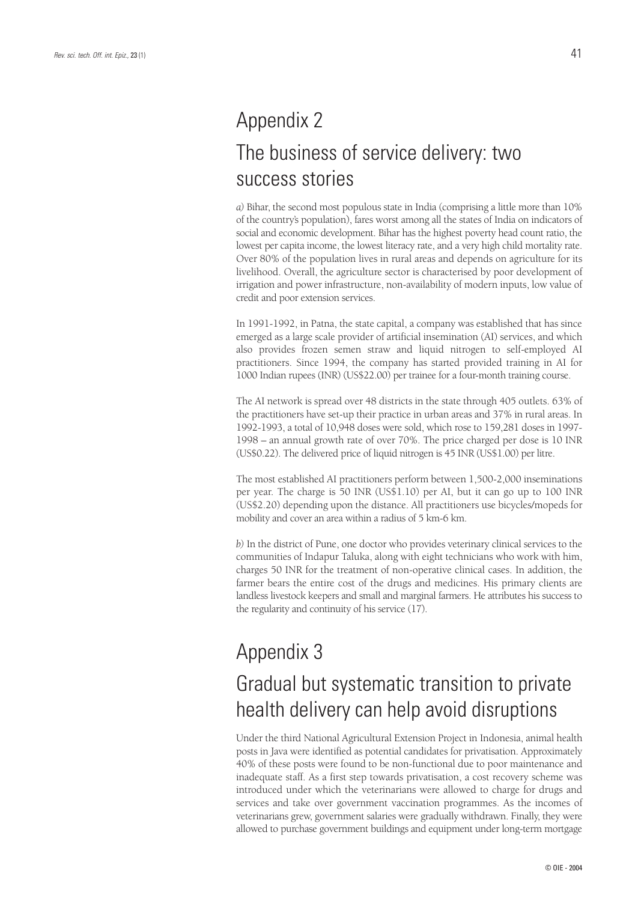# Appendix 2

## The business of service delivery: two success stories

*a)* Bihar, the second most populous state in India (comprising a little more than 10% of the country's population), fares worst among all the states of India on indicators of social and economic development. Bihar has the highest poverty head count ratio, the lowest per capita income, the lowest literacy rate, and a very high child mortality rate. Over 80% of the population lives in rural areas and depends on agriculture for its livelihood. Overall, the agriculture sector is characterised by poor development of irrigation and power infrastructure, non-availability of modern inputs, low value of credit and poor extension services.

In 1991-1992, in Patna, the state capital, a company was established that has since emerged as a large scale provider of artificial insemination (AI) services, and which also provides frozen semen straw and liquid nitrogen to self-employed AI practitioners. Since 1994, the company has started provided training in AI for 1000 Indian rupees (INR) (US$22.00) per trainee for a four-month training course.

The AI network is spread over 48 districts in the state through 405 outlets. 63% of the practitioners have set-up their practice in urban areas and 37% in rural areas. In 1992-1993, a total of 10,948 doses were sold, which rose to 159,281 doses in 1997-1998 – an annual growth rate of over 70%. The price charged per dose is 10 INR (US$0.22). The delivered price of liquid nitrogen is 45 INR (US$1.00) per litre.

The most established AI practitioners perform between 1,500-2,000 inseminations per year. The charge is 50 INR (US$1.10) per AI, but it can go up to 100 INR (US$2.20) depending upon the distance. All practitioners use bicycles/mopeds for mobility and cover an area within a radius of 5 km-6 km.

*b)* In the district of Pune, one doctor who provides veterinary clinical services to the communities of Indapur Taluka, along with eight technicians who work with him, charges 50 INR for the treatment of non-operative clinical cases. In addition, the farmer bears the entire cost of the drugs and medicines. His primary clients are landless livestock keepers and small and marginal farmers. He attributes his success to the regularity and continuity of his service (17).

# Appendix 3

## Gradual but systematic transition to private health delivery can help avoid disruptions

Under the third National Agricultural Extension Project in Indonesia, animal health posts in Java were identified as potential candidates for privatisation. Approximately 40% of these posts were found to be non-functional due to poor maintenance and inadequate staff. As a first step towards privatisation, a cost recovery scheme was introduced under which the veterinarians were allowed to charge for drugs and services and take over government vaccination programmes. As the incomes of veterinarians grew, government salaries were gradually withdrawn. Finally, they were allowed to purchase government buildings and equipment under long-term mortgage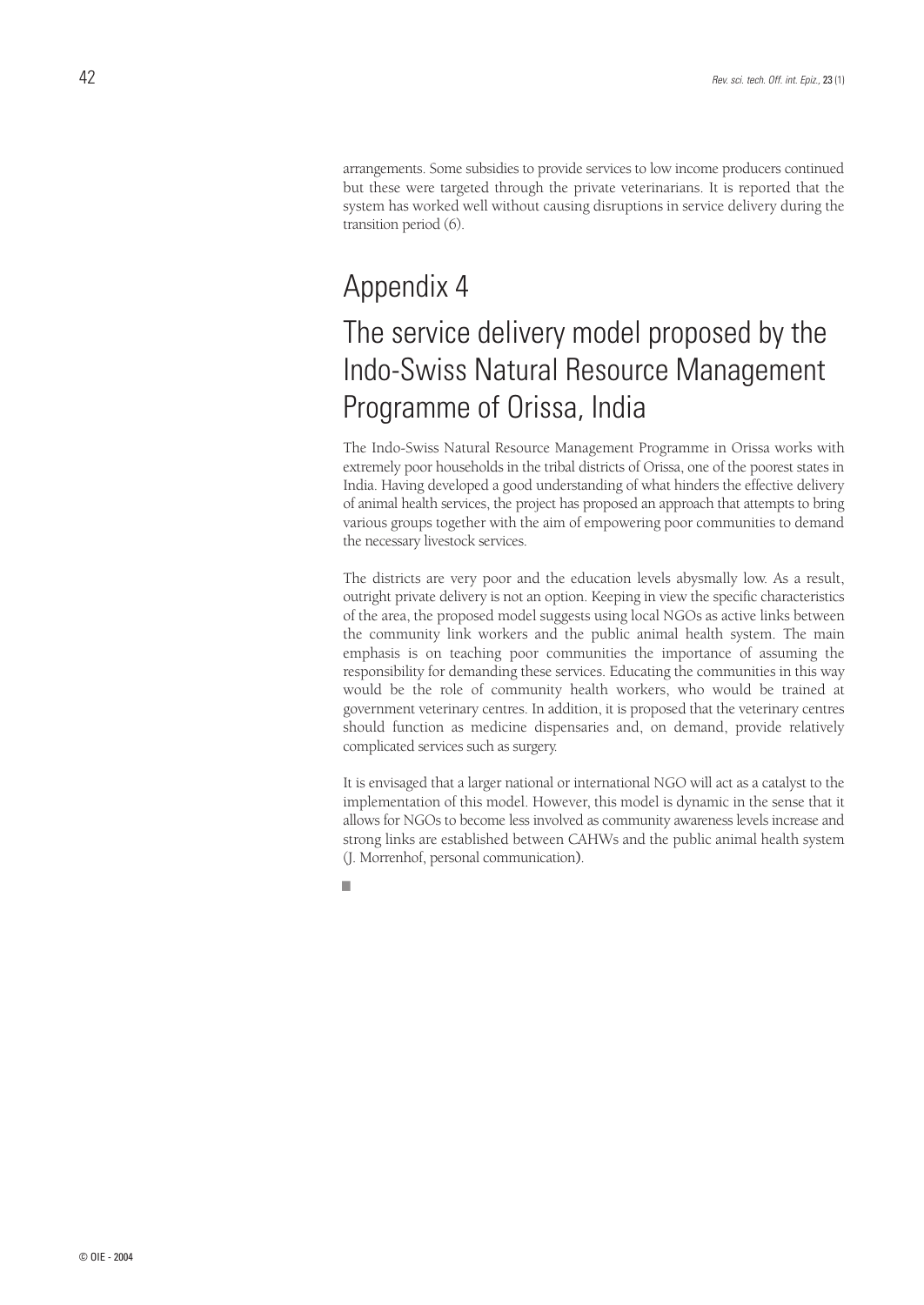arrangements. Some subsidies to provide services to low income producers continued but these were targeted through the private veterinarians. It is reported that the system has worked well without causing disruptions in service delivery during the transition period (6).

# Appendix 4

## The service delivery model proposed by the Indo-Swiss Natural Resource Management Programme of Orissa, India

The Indo-Swiss Natural Resource Management Programme in Orissa works with extremely poor households in the tribal districts of Orissa, one of the poorest states in India. Having developed a good understanding of what hinders the effective delivery of animal health services, the project has proposed an approach that attempts to bring various groups together with the aim of empowering poor communities to demand the necessary livestock services.

The districts are very poor and the education levels abysmally low. As a result, outright private delivery is not an option. Keeping in view the specific characteristics of the area, the proposed model suggests using local NGOs as active links between the community link workers and the public animal health system. The main emphasis is on teaching poor communities the importance of assuming the responsibility for demanding these services. Educating the communities in this way would be the role of community health workers, who would be trained at government veterinary centres. In addition, it is proposed that the veterinary centres should function as medicine dispensaries and, on demand, provide relatively complicated services such as surgery.

It is envisaged that a larger national or international NGO will act as a catalyst to the implementation of this model. However, this model is dynamic in the sense that it allows for NGOs to become less involved as community awareness levels increase and strong links are established between CAHWs and the public animal health system (J. Morrenhof, personal communication).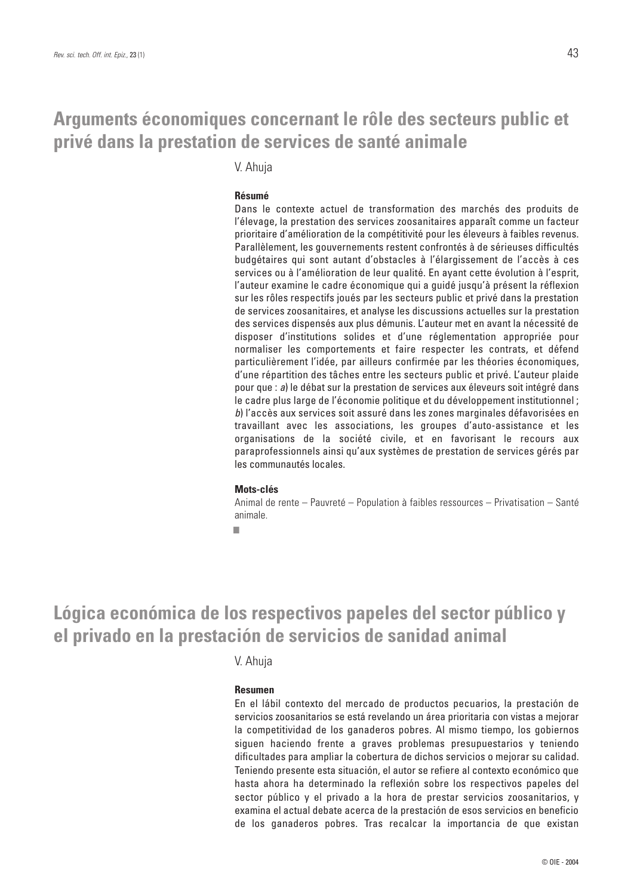# Arguments économiques concernant le rôle des secteurs public et privé dans la prestation de services de santé animale

V. Ahuja

**Résumé**

Dans le contexte actuel de transformation des marchés des produits de l'élevage, la prestation des services zoosanitaires apparaît comme un facteur prioritaire d'amélioration de la compétitivité pour les éleveurs à faibles revenus. Parallèlement, les gouvernements restent confrontés à de sérieuses difficultés budgétaires qui sont autant d'obstacles à l'élargissement de l'accès à ces services ou à l'amélioration de leur qualité. En ayant cette évolution à l'esprit, l'auteur examine le cadre économique qui a guidé jusqu'à présent la réflexion sur les rôles respectifs joués par les secteurs public et privé dans la prestation de services zoosanitaires, et analyse les discussions actuelles sur la prestation des services dispensés aux plus démunis. L'auteur met en avant la nécessité de disposer d'institutions solides et d'une réglementation appropriée pour normaliser les comportements et faire respecter les contrats, et défend particulièrement l'idée, par ailleurs confirmée par les théories économiques, d'une répartition des tâches entre les secteurs public et privé. L'auteur plaide pour que : *a*) le débat sur la prestation de services aux éleveurs soit intégré dans le cadre plus large de l'économie politique et du développement institutionnel ; *b*) l'accès aux services soit assuré dans les zones marginales défavorisées en travaillant avec les associations, les groupes d'auto-assistance et les organisations de la société civile, et en favorisant le recours aux paraprofessionnels ainsi qu'aux systèmes de prestation de services gérés par les communautés locales.

**Mots-clés**

Animal de rente – Pauvreté – Population à faibles ressources – Privatisation – Santé animale.

# Lógica económica de los respectivos papeles del sector público y el privado en la prestación de servicios de sanidad animal

V. Ahuja

**Resumen**

En el lábil contexto del mercado de productos pecuarios, la prestación de servicios zoosanitarios se está revelando un área prioritaria con vistas a mejorar la competitividad de los ganaderos pobres. Al mismo tiempo, los gobiernos siguen haciendo frente a graves problemas presupuestarios y teniendo dificultades para ampliar la cobertura de dichos servicios o mejorar su calidad. Teniendo presente esta situación, el autor se refiere al contexto económico que hasta ahora ha determinado la reflexión sobre los respectivos papeles del sector público y el privado a la hora de prestar servicios zoosanitarios, y examina el actual debate acerca de la prestación de esos servicios en beneficio de los ganaderos pobres. Tras recalcar la importancia de que existan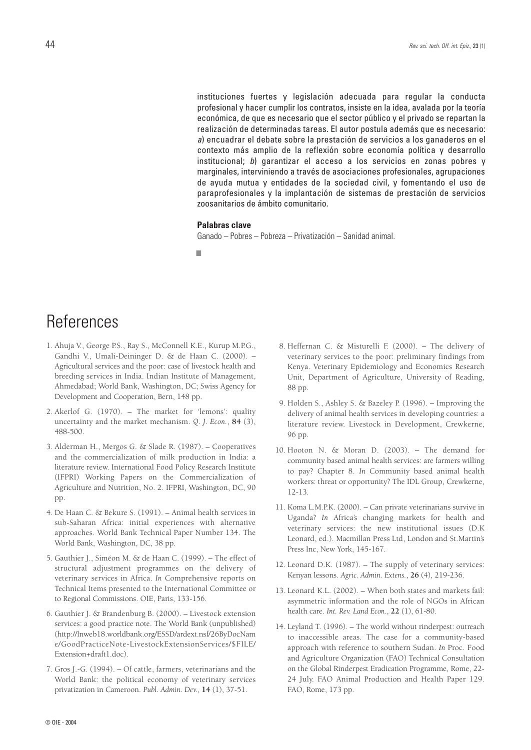instituciones fuertes y legislación adecuada para regular la conducta profesional y hacer cumplir los contratos, insiste en la idea, avalada por la teoría económica, de que es necesario que el sector público y el privado se repartan la realización de determinadas tareas. El autor postula además que es necesario: *a*) encuadrar el debate sobre la prestación de servicios a los ganaderos en el contexto más amplio de la reflexión sobre economía política y desarrollo institucional; *b*) garantizar el acceso a los servicios en zonas pobres y marginales, interviniendo a través de asociaciones profesionales, agrupaciones de ayuda mutua y entidades de la sociedad civil, y fomentando el uso de paraprofesionales y la implantación de sistemas de prestación de servicios zoosanitarios de ámbito comunitario.

**Palabras clave**

Ganado – Pobres – Pobreza – Privatización – Sanidad animal.

## References

1. Ahuja V., George P.S., Ray S., McConnell K.E., Kurup M.P.G., Gandhi V., Umali-Deininger D. & de Haan C. (2000). – Agricultural services and the poor: case of livestock health and breeding services in India. Indian Institute of Management, Ahmedabad; World Bank, Washington, DC; Swiss Agency for Development and Cooperation, Bern, 148 pp.

2. Akerlof G. (1970). – The market for 'lemons': quality uncertainty and the market mechanism. *Q. J. Econ.*, **84** (3), 488-500.

3. Alderman H., Mergos G. & Slade R. (1987). – Cooperatives and the commercialization of milk production in India: a literature review. International Food Policy Research Institute (IFPRI) Working Papers on the Commercialization of Agriculture and Nutrition, No. 2. IFPRI, Washington, DC, 90 pp.

4. De Haan C. & Bekure S. (1991). – Animal health services in sub-Saharan Africa: initial experiences with alternative approaches. World Bank Technical Paper Number 134. The World Bank, Washington, DC, 38 pp.

5. Gauthier J., Siméon M. & de Haan C. (1999). – The effect of structural adjustment programmes on the delivery of veterinary services in Africa. *In* Comprehensive reports on Technical Items presented to the International Committee or to Regional Commissions. OIE, Paris, 133-156.

6. Gauthier J. & Brandenburg B. (2000). – Livestock extension services: a good practice note. The World Bank (unpublished) (http://lnweb18.worldbank.org/ESSD/ardext.nsf/26ByDocName/GoodPracticeNote-LivestockExtensionServices/$FILE/Extension+draft1.doc).

7. Gros J.-G. (1994). – Of cattle, farmers, veterinarians and the World Bank: the political economy of veterinary services privatization in Cameroon. *Publ. Admin. Dev.*, **14** (1), 37-51.

8. Heffernan C. & Misturelli F. (2000). – The delivery of veterinary services to the poor: preliminary findings from Kenya. Veterinary Epidemiology and Economics Research Unit, Department of Agriculture, University of Reading, 88 pp.

9. Holden S., Ashley S. & Bazeley P. (1996). – Improving the delivery of animal health services in developing countries: a literature review. Livestock in Development, Crewkerne, 96 pp.

10. Hooton N. & Moran D. (2003). – The demand for community based animal health services: are farmers willing to pay? Chapter 8. *In* Community based animal health workers: threat or opportunity? The IDL Group, Crewkerne, 12-13.

11. Koma L.M.P.K. (2000). – Can private veterinarians survive in Uganda? *In* Africa's changing markets for health and veterinary services: the new institutional issues (D.K Leonard, ed.). Macmillan Press Ltd, London and St.Martin's Press Inc, New York, 145-167.

12. Leonard D.K. (1987). – The supply of veterinary services: Kenyan lessons. *Agric. Admin. Extens.*, **26** (4), 219-236.

13. Leonard K.L. (2002). – When both states and markets fail: asymmetric information and the role of NGOs in African health care. *Int. Rev. Land Econ.*, **22** (1), 61-80.

14. Leyland T. (1996). – The world without rinderpest: outreach to inaccessible areas. The case for a community-based approach with reference to southern Sudan. *In* Proc. Food and Agriculture Organization (FAO) Technical Consultation on the Global Rinderpest Eradication Programme, Rome, 22-24 July. FAO Animal Production and Health Paper 129. FAO, Rome, 173 pp.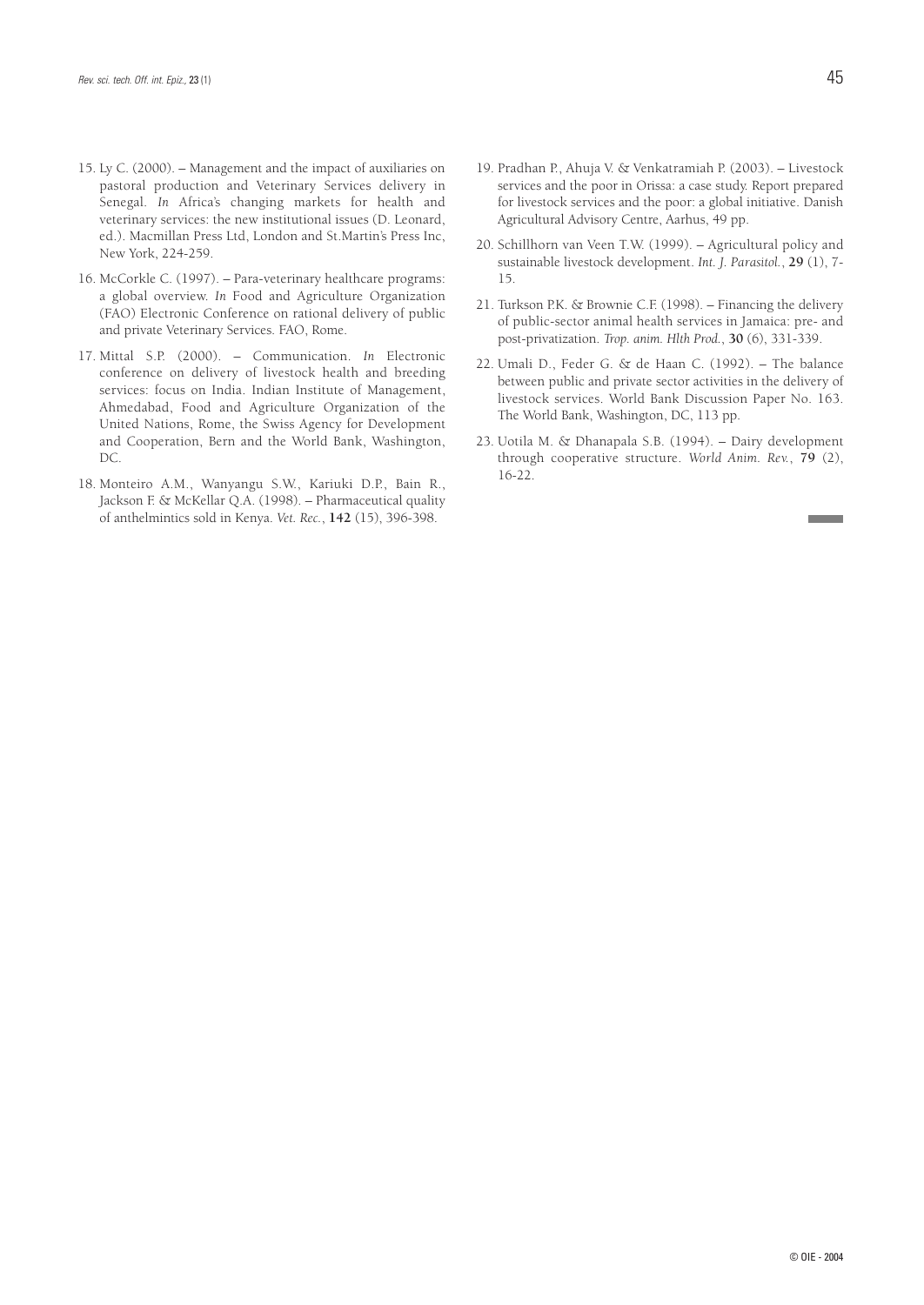15. Ly C. (2000). – Management and the impact of auxiliaries on pastoral production and Veterinary Services delivery in Senegal. *In* Africa's changing markets for health and veterinary services: the new institutional issues (D. Leonard, ed.). Macmillan Press Ltd, London and St.Martin's Press Inc, New York, 224-259.

16. McCorkle C. (1997). – Para-veterinary healthcare programs: a global overview. *In* Food and Agriculture Organization (FAO) Electronic Conference on rational delivery of public and private Veterinary Services. FAO, Rome.

17. Mittal S.P. (2000). – Communication. *In* Electronic conference on delivery of livestock health and breeding services: focus on India. Indian Institute of Management, Ahmedabad, Food and Agriculture Organization of the United Nations, Rome, the Swiss Agency for Development and Cooperation, Bern and the World Bank, Washington, DC.

18. Monteiro A.M., Wanyangu S.W., Kariuki D.P., Bain R., Jackson F. & McKellar Q.A. (1998). – Pharmaceutical quality of anthelmintics sold in Kenya. *Vet. Rec.*, **142** (15), 396-398.

19. Pradhan P., Ahuja V. & Venkatramiah P. (2003). – Livestock services and the poor in Orissa: a case study. Report prepared for livestock services and the poor: a global initiative. Danish Agricultural Advisory Centre, Aarhus, 49 pp.

20. Schillhorn van Veen T.W. (1999). – Agricultural policy and sustainable livestock development. *Int. J. Parasitol.*, **29** (1), 7-15.

21. Turkson P.K. & Brownie C.F. (1998). – Financing the delivery of public-sector animal health services in Jamaica: pre- and post-privatization. *Trop. anim. Hlth Prod.*, **30** (6), 331-339.

22. Umali D., Feder G. & de Haan C. (1992). – The balance between public and private sector activities in the delivery of livestock services. World Bank Discussion Paper No. 163. The World Bank, Washington, DC, 113 pp.

23. Uotila M. & Dhanapala S.B. (1994). – Dairy development through cooperative structure. *World Anim. Rev.*, **79** (2), 16-22.